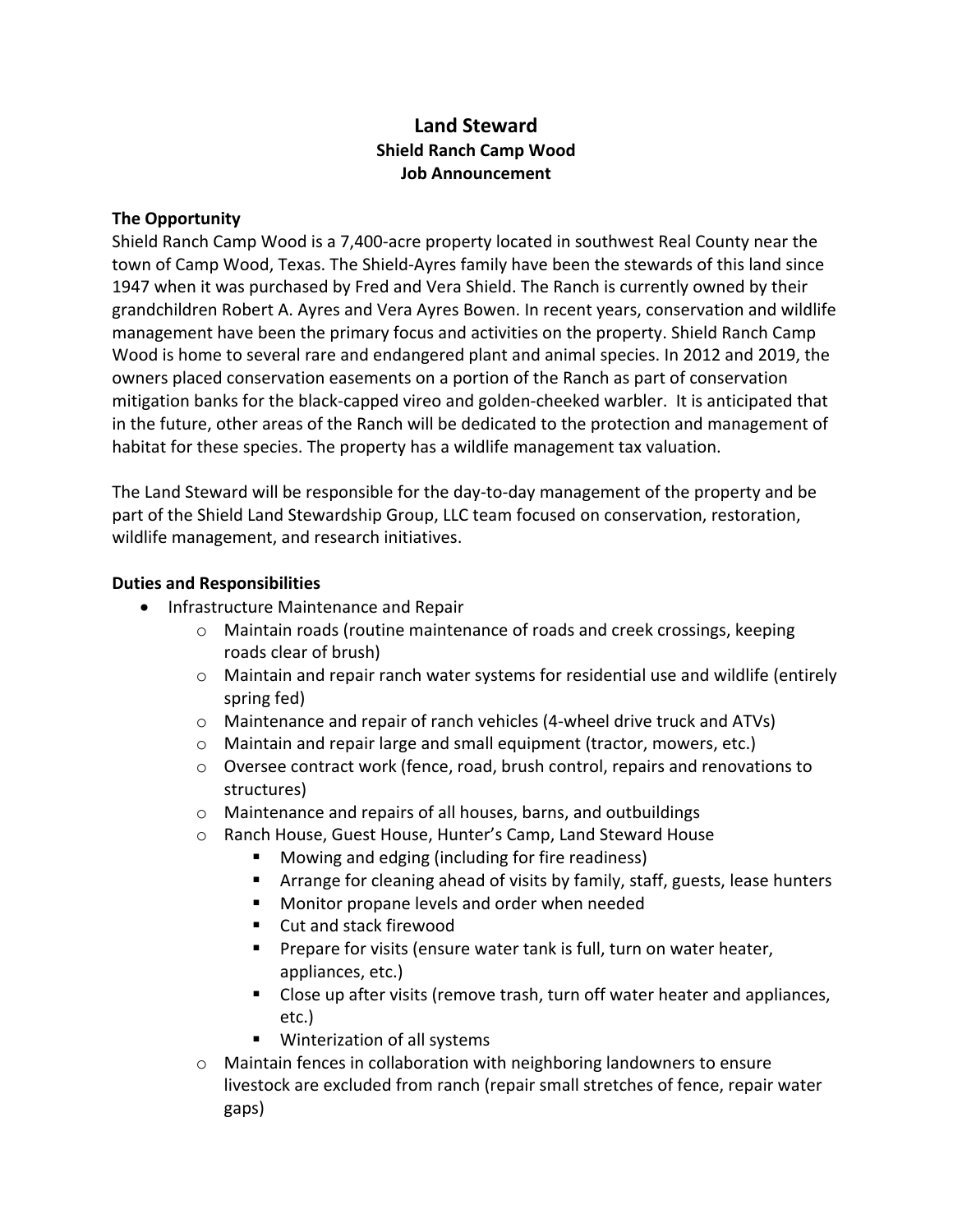# Land Steward

## Shield Ranch Camp Wood

## Job Announcement

**The Opportunity**

Shield Ranch Camp Wood is a 7,400-acre property located in southwest Real County near the town of Camp Wood, Texas. The Shield-Ayres family have been the stewards of this land since 1947 when it was purchased by Fred and Vera Shield. The Ranch is currently owned by their grandchildren Robert A. Ayres and Vera Ayres Bowen. In recent years, conservation and wildlife management have been the primary focus and activities on the property. Shield Ranch Camp Wood is home to several rare and endangered plant and animal species. In 2012 and 2019, the owners placed conservation easements on a portion of the Ranch as part of conservation mitigation banks for the black-capped vireo and golden-cheeked warbler. It is anticipated that in the future, other areas of the Ranch will be dedicated to the protection and management of habitat for these species. The property has a wildlife management tax valuation.

The Land Steward will be responsible for the day-to-day management of the property and be part of the Shield Land Stewardship Group, LLC team focused on conservation, restoration, wildlife management, and research initiatives.

**Duties and Responsibilities**

- Infrastructure Maintenance and Repair
  - Maintain roads (routine maintenance of roads and creek crossings, keeping roads clear of brush)
  - Maintain and repair ranch water systems for residential use and wildlife (entirely spring fed)
  - Maintenance and repair of ranch vehicles (4-wheel drive truck and ATVs)
  - Maintain and repair large and small equipment (tractor, mowers, etc.)
  - Oversee contract work (fence, road, brush control, repairs and renovations to structures)
  - Maintenance and repairs of all houses, barns, and outbuildings
  - Ranch House, Guest House, Hunter's Camp, Land Steward House
    - Mowing and edging (including for fire readiness)
    - Arrange for cleaning ahead of visits by family, staff, guests, lease hunters
    - Monitor propane levels and order when needed
    - Cut and stack firewood
    - Prepare for visits (ensure water tank is full, turn on water heater, appliances, etc.)
    - Close up after visits (remove trash, turn off water heater and appliances, etc.)
    - Winterization of all systems
  - Maintain fences in collaboration with neighboring landowners to ensure livestock are excluded from ranch (repair small stretches of fence, repair water gaps)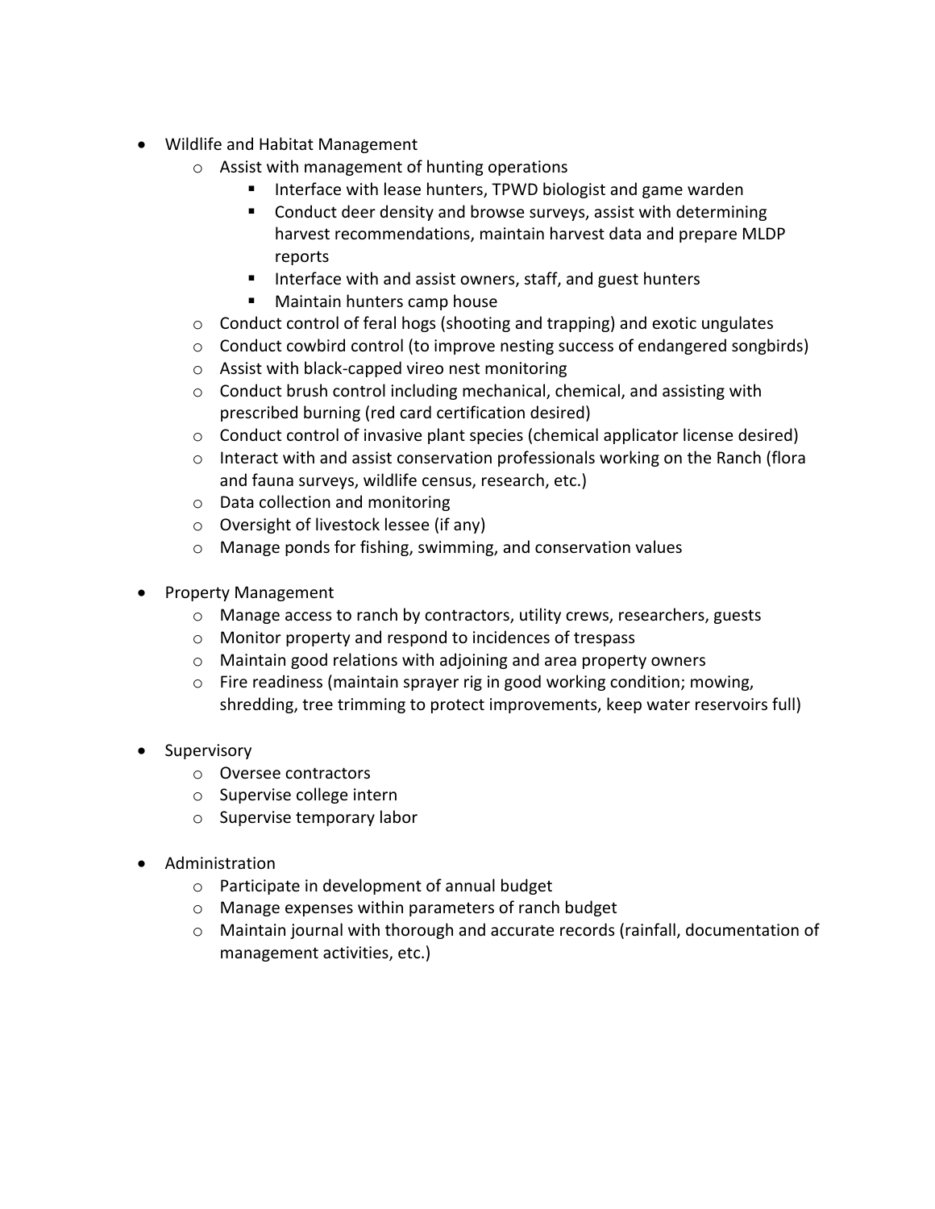- Wildlife and Habitat Management
    - Assist with management of hunting operations
        - Interface with lease hunters, TPWD biologist and game warden
        - Conduct deer density and browse surveys, assist with determining harvest recommendations, maintain harvest data and prepare MLDP reports
        - Interface with and assist owners, staff, and guest hunters
        - Maintain hunters camp house
    - Conduct control of feral hogs (shooting and trapping) and exotic ungulates
    - Conduct cowbird control (to improve nesting success of endangered songbirds)
    - Assist with black-capped vireo nest monitoring
    - Conduct brush control including mechanical, chemical, and assisting with prescribed burning (red card certification desired)
    - Conduct control of invasive plant species (chemical applicator license desired)
    - Interact with and assist conservation professionals working on the Ranch (flora and fauna surveys, wildlife census, research, etc.)
    - Data collection and monitoring
    - Oversight of livestock lessee (if any)
    - Manage ponds for fishing, swimming, and conservation values

- Property Management
    - Manage access to ranch by contractors, utility crews, researchers, guests
    - Monitor property and respond to incidences of trespass
    - Maintain good relations with adjoining and area property owners
    - Fire readiness (maintain sprayer rig in good working condition; mowing, shredding, tree trimming to protect improvements, keep water reservoirs full)

- Supervisory
    - Oversee contractors
    - Supervise college intern
    - Supervise temporary labor

- Administration
    - Participate in development of annual budget
    - Manage expenses within parameters of ranch budget
    - Maintain journal with thorough and accurate records (rainfall, documentation of management activities, etc.)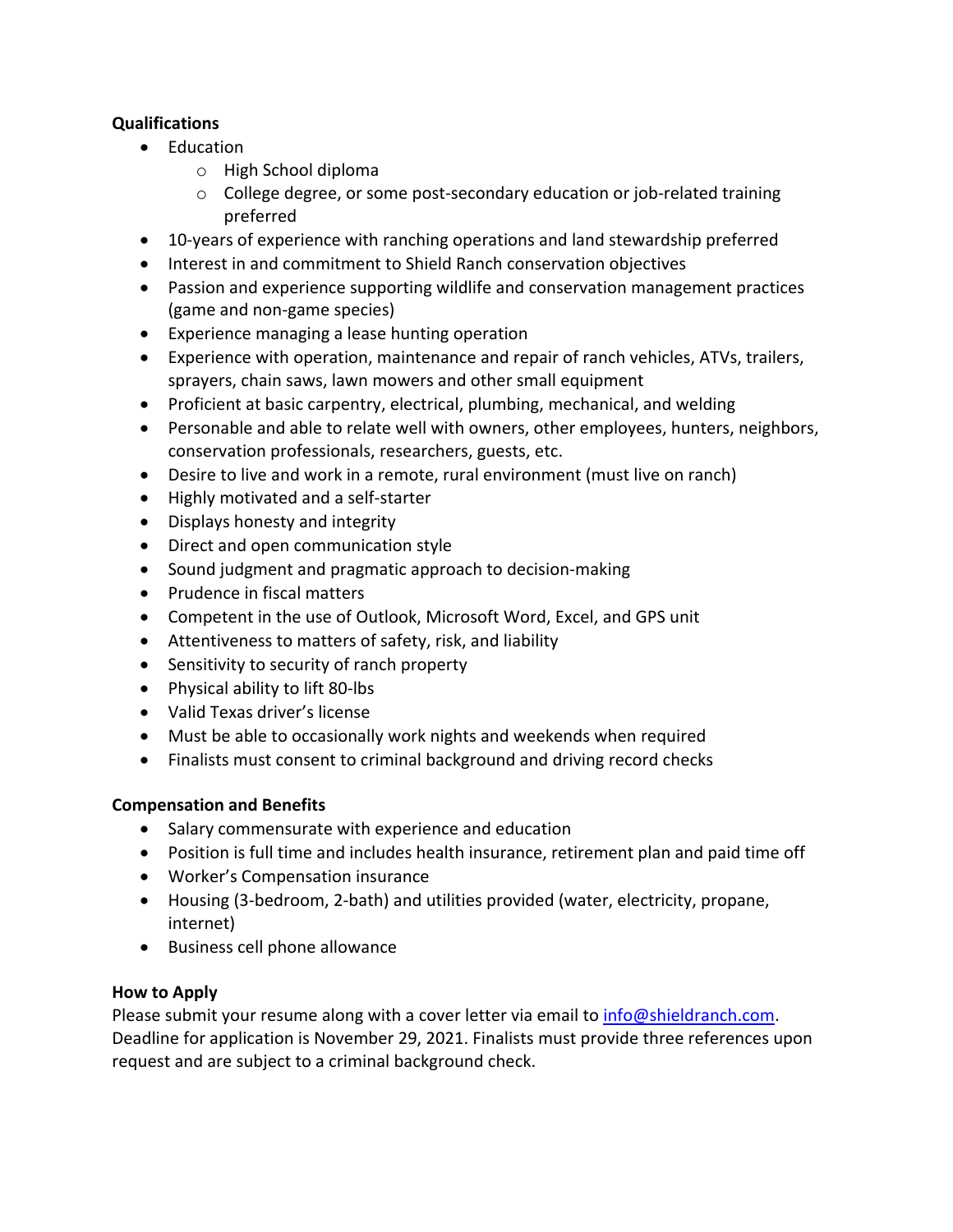**Qualifications**

- Education
  - High School diploma
  - College degree, or some post-secondary education or job-related training preferred
- 10-years of experience with ranching operations and land stewardship preferred
- Interest in and commitment to Shield Ranch conservation objectives
- Passion and experience supporting wildlife and conservation management practices (game and non-game species)
- Experience managing a lease hunting operation
- Experience with operation, maintenance and repair of ranch vehicles, ATVs, trailers, sprayers, chain saws, lawn mowers and other small equipment
- Proficient at basic carpentry, electrical, plumbing, mechanical, and welding
- Personable and able to relate well with owners, other employees, hunters, neighbors, conservation professionals, researchers, guests, etc.
- Desire to live and work in a remote, rural environment (must live on ranch)
- Highly motivated and a self-starter
- Displays honesty and integrity
- Direct and open communication style
- Sound judgment and pragmatic approach to decision-making
- Prudence in fiscal matters
- Competent in the use of Outlook, Microsoft Word, Excel, and GPS unit
- Attentiveness to matters of safety, risk, and liability
- Sensitivity to security of ranch property
- Physical ability to lift 80-lbs
- Valid Texas driver's license
- Must be able to occasionally work nights and weekends when required
- Finalists must consent to criminal background and driving record checks

**Compensation and Benefits**

- Salary commensurate with experience and education
- Position is full time and includes health insurance, retirement plan and paid time off
- Worker's Compensation insurance
- Housing (3-bedroom, 2-bath) and utilities provided (water, electricity, propane, internet)
- Business cell phone allowance

**How to Apply**

Please submit your resume along with a cover letter via email to info@shieldranch.com. Deadline for application is November 29, 2021. Finalists must provide three references upon request and are subject to a criminal background check.